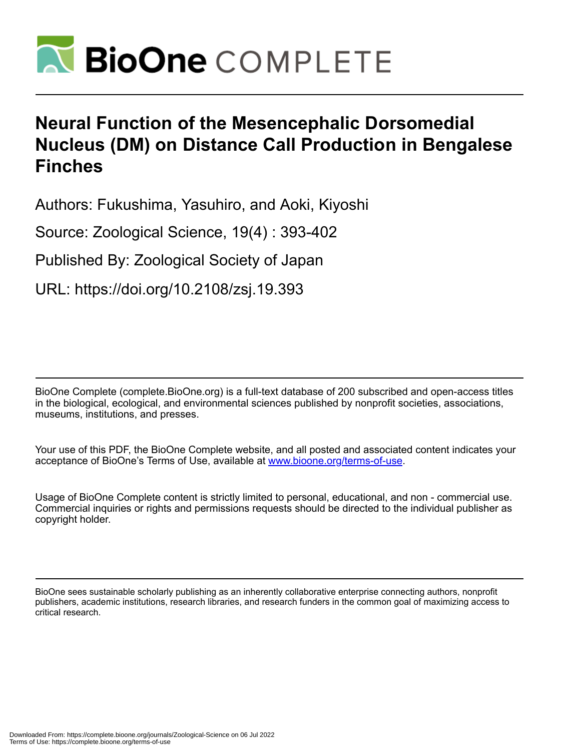# BioOne COMPLETE

# Neural Function of the Mesencephalic Dorsomedial Nucleus (DM) on Distance Call Production in Bengalese Finches

Authors: Fukushima, Yasuhiro, and Aoki, Kiyoshi

Source: Zoological Science, 19(4) : 393-402

Published By: Zoological Society of Japan

URL: https://doi.org/10.2108/zsj.19.393

BioOne Complete (complete.BioOne.org) is a full-text database of 200 subscribed and open-access titles in the biological, ecological, and environmental sciences published by nonprofit societies, associations, museums, institutions, and presses.

Your use of this PDF, the BioOne Complete website, and all posted and associated content indicates your acceptance of BioOne's Terms of Use, available at www.bioone.org/terms-of-use.

Usage of BioOne Complete content is strictly limited to personal, educational, and non - commercial use. Commercial inquiries or rights and permissions requests should be directed to the individual publisher as copyright holder.

BioOne sees sustainable scholarly publishing as an inherently collaborative enterprise connecting authors, nonprofit publishers, academic institutions, research libraries, and research funders in the common goal of maximizing access to critical research.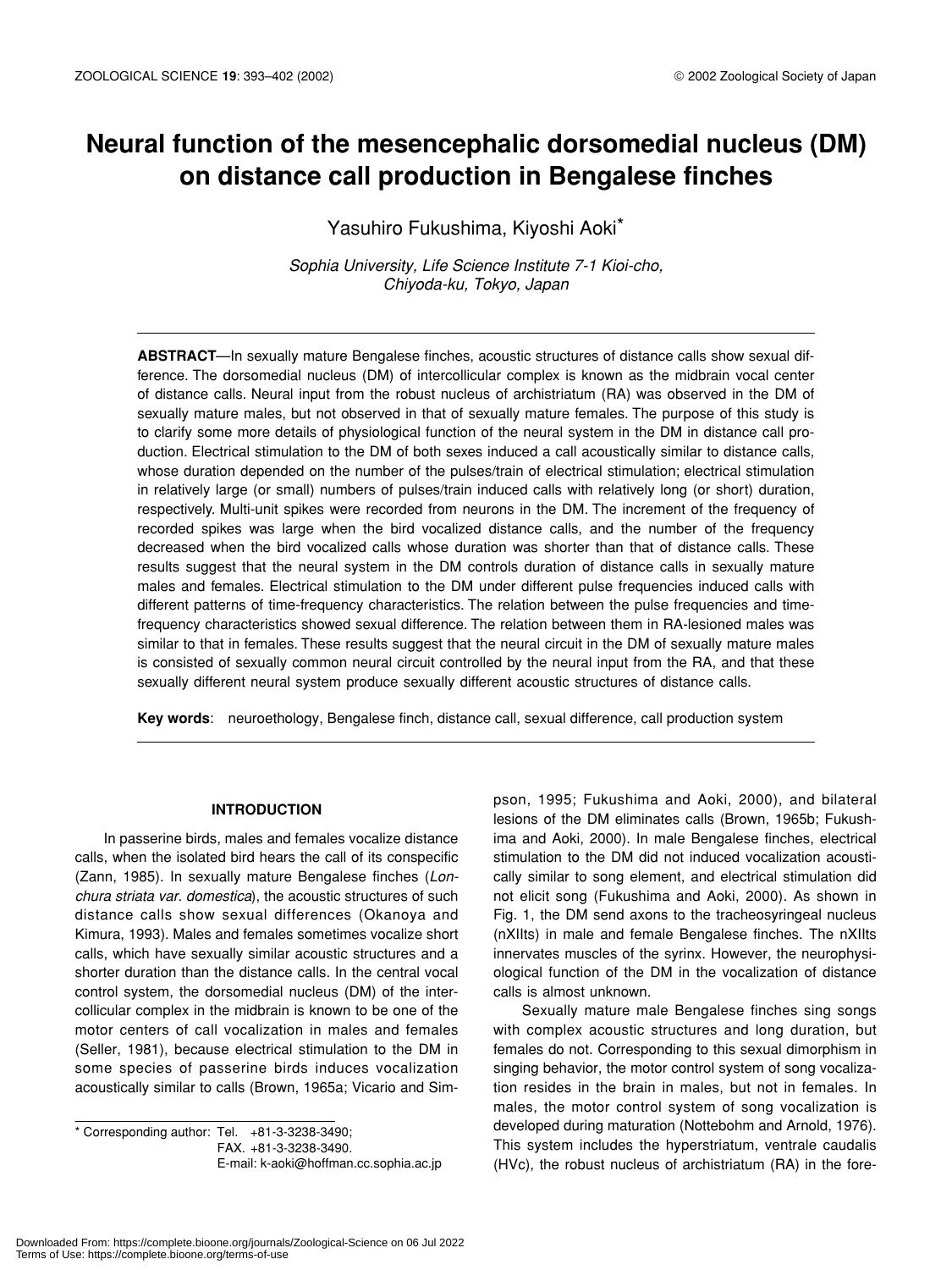# Neural function of the mesencephalic dorsomedial nucleus (DM) on distance call production in Bengalese finches

Yasuhiro Fukushima, Kiyoshi Aoki*

*Sophia University, Life Science Institute 7-1 Kioi-cho, Chiyoda-ku, Tokyo, Japan*

**ABSTRACT**—In sexually mature Bengalese finches, acoustic structures of distance calls show sexual difference. The dorsomedial nucleus (DM) of intercollicular complex is known as the midbrain vocal center of distance calls. Neural input from the robust nucleus of archistriatum (RA) was observed in the DM of sexually mature males, but not observed in that of sexually mature females. The purpose of this study is to clarify some more details of physiological function of the neural system in the DM in distance call production. Electrical stimulation to the DM of both sexes induced a call acoustically similar to distance calls, whose duration depended on the number of the pulses/train of electrical stimulation; electrical stimulation in relatively large (or small) numbers of pulses/train induced calls with relatively long (or short) duration, respectively. Multi-unit spikes were recorded from neurons in the DM. The increment of the frequency of recorded spikes was large when the bird vocalized distance calls, and the number of the frequency decreased when the bird vocalized calls whose duration was shorter than that of distance calls. These results suggest that the neural system in the DM controls duration of distance calls in sexually mature males and females. Electrical stimulation to the DM under different pulse frequencies induced calls with different patterns of time-frequency characteristics. The relation between the pulse frequencies and time-frequency characteristics showed sexual difference. The relation between them in RA-lesioned males was similar to that in females. These results suggest that the neural circuit in the DM of sexually mature males is consisted of sexually common neural circuit controlled by the neural input from the RA, and that these sexually different neural system produce sexually different acoustic structures of distance calls.

**Key words**: neuroethology, Bengalese finch, distance call, sexual difference, call production system

## INTRODUCTION

In passerine birds, males and females vocalize distance calls, when the isolated bird hears the call of its conspecific (Zann, 1985). In sexually mature Bengalese finches (*Lonchura striata var. domestica*), the acoustic structures of such distance calls show sexual differences (Okanoya and Kimura, 1993). Males and females sometimes vocalize short calls, which have sexually similar acoustic structures and a shorter duration than the distance calls. In the central vocal control system, the dorsomedial nucleus (DM) of the intercollicular complex in the midbrain is known to be one of the motor centers of call vocalization in males and females (Seller, 1981), because electrical stimulation to the DM in some species of passerine birds induces vocalization acoustically similar to calls (Brown, 1965a; Vicario and Simpson, 1995; Fukushima and Aoki, 2000), and bilateral lesions of the DM eliminates calls (Brown, 1965b; Fukushima and Aoki, 2000). In male Bengalese finches, electrical stimulation to the DM did not induced vocalization acoustically similar to song element, and electrical stimulation did not elicit song (Fukushima and Aoki, 2000). As shown in Fig. 1, the DM send axons to the tracheosyringeal nucleus (nXIIts) in male and female Bengalese finches. The nXIIts innervates muscles of the syrinx. However, the neurophysiological function of the DM in the vocalization of distance calls is almost unknown.

Sexually mature male Bengalese finches sing songs with complex acoustic structures and long duration, but females do not. Corresponding to this sexual dimorphism in singing behavior, the motor control system of song vocalization resides in the brain in males, but not in females. In males, the motor control system of song vocalization is developed during maturation (Nottebohm and Arnold, 1976). This system includes the hyperstriatum, ventrale caudalis (HVc), the robust nucleus of archistriatum (RA) in the fore-

* Corresponding author: Tel. +81-3-3238-3490;
FAX. +81-3-3238-3490.
E-mail: k-aoki@hoffman.cc.sophia.ac.jp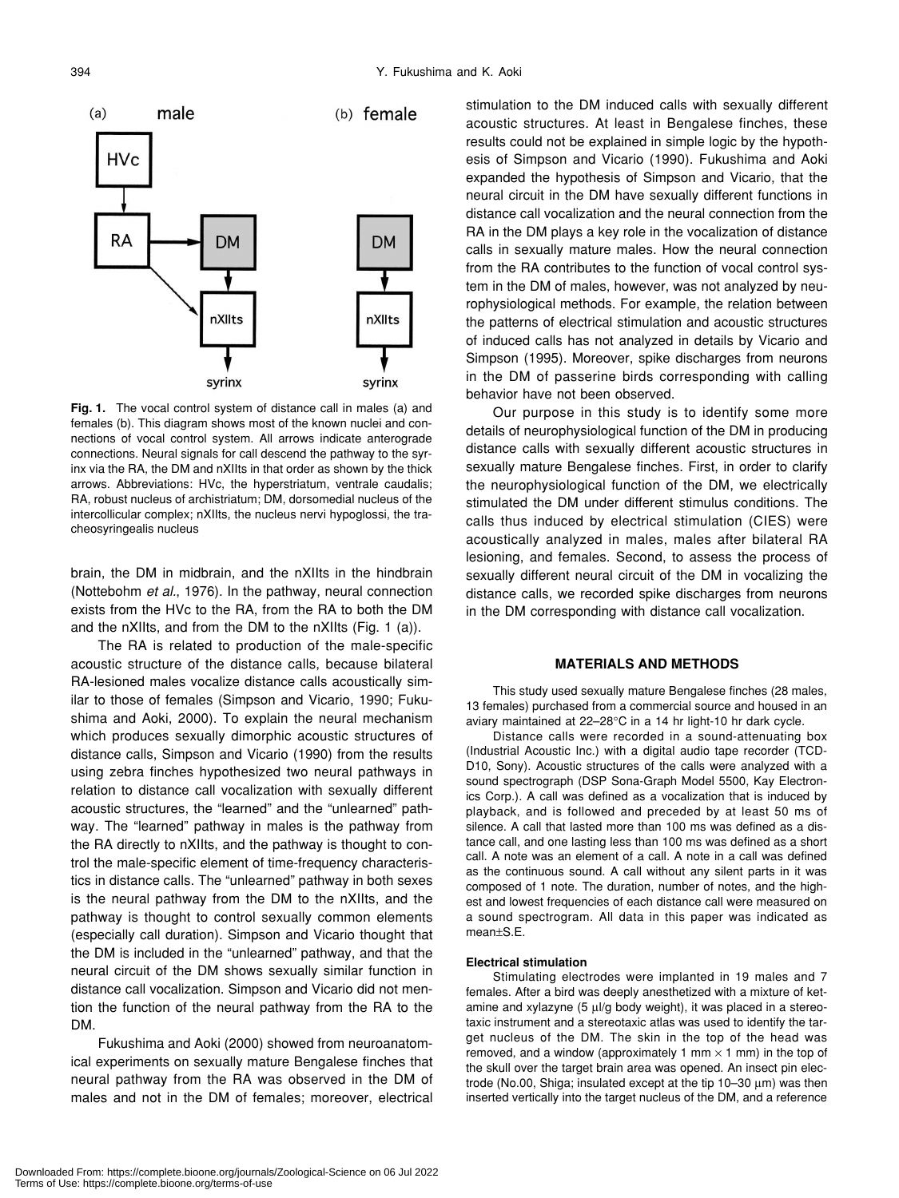**Fig. 1.** The vocal control system of distance call in males (a) and females (b). This diagram shows most of the known nuclei and connections of vocal control system. All arrows indicate anterograde connections. Neural signals for call descend the pathway to the syrinx via the RA, the DM and nXIIts in that order as shown by the thick arrows. Abbreviations: HVc, the hyperstriatum, ventrale caudalis; RA, robust nucleus of archistriatum; DM, dorsomedial nucleus of the intercollicular complex; nXIIts, the nucleus nervi hypoglossi, the tracheosyringealis nucleus

brain, the DM in midbrain, and the nXIIts in the hindbrain (Nottebohm *et al*., 1976). In the pathway, neural connection exists from the HVc to the RA, from the RA to both the DM and the nXIIts, and from the DM to the nXIIts (Fig. 1 (a)).

The RA is related to production of the male-specific acoustic structure of the distance calls, because bilateral RA-lesioned males vocalize distance calls acoustically similar to those of females (Simpson and Vicario, 1990; Fukushima and Aoki, 2000). To explain the neural mechanism which produces sexually dimorphic acoustic structures of distance calls, Simpson and Vicario (1990) from the results using zebra finches hypothesized two neural pathways in relation to distance call vocalization with sexually different acoustic structures, the "learned" and the "unlearned" pathway. The "learned" pathway in males is the pathway from the RA directly to nXIIts, and the pathway is thought to control the male-specific element of time-frequency characteristics in distance calls. The "unlearned" pathway in both sexes is the neural pathway from the DM to the nXIIts, and the pathway is thought to control sexually common elements (especially call duration). Simpson and Vicario thought that the DM is included in the "unlearned" pathway, and that the neural circuit of the DM shows sexually similar function in distance call vocalization. Simpson and Vicario did not mention the function of the neural pathway from the RA to the DM.

Fukushima and Aoki (2000) showed from neuroanatomical experiments on sexually mature Bengalese finches that neural pathway from the RA was observed in the DM of males and not in the DM of females; moreover, electrical stimulation to the DM induced calls with sexually different acoustic structures. At least in Bengalese finches, these results could not be explained in simple logic by the hypothesis of Simpson and Vicario (1990). Fukushima and Aoki expanded the hypothesis of Simpson and Vicario, that the neural circuit in the DM have sexually different functions in distance call vocalization and the neural connection from the RA in the DM plays a key role in the vocalization of distance calls in sexually mature males. How the neural connection from the RA contributes to the function of vocal control system in the DM of males, however, was not analyzed by neurophysiological methods. For example, the relation between the patterns of electrical stimulation and acoustic structures of induced calls has not analyzed in details by Vicario and Simpson (1995). Moreover, spike discharges from neurons in the DM of passerine birds corresponding with calling behavior have not been observed.

Our purpose in this study is to identify some more details of neurophysiological function of the DM in producing distance calls with sexually different acoustic structures in sexually mature Bengalese finches. First, in order to clarify the neurophysiological function of the DM, we electrically stimulated the DM under different stimulus conditions. The calls thus induced by electrical stimulation (CIES) were acoustically analyzed in males, males after bilateral RA lesioning, and females. Second, to assess the process of sexually different neural circuit of the DM in vocalizing the distance calls, we recorded spike discharges from neurons in the DM corresponding with distance call vocalization.

## MATERIALS AND METHODS

This study used sexually mature Bengalese finches (28 males, 13 females) purchased from a commercial source and housed in an aviary maintained at 22–28°C in a 14 hr light-10 hr dark cycle.

Distance calls were recorded in a sound-attenuating box (Industrial Acoustic Inc.) with a digital audio tape recorder (TCD-D10, Sony). Acoustic structures of the calls were analyzed with a sound spectrograph (DSP Sona-Graph Model 5500, Kay Electronics Corp.). A call was defined as a vocalization that is induced by playback, and is followed and preceded by at least 50 ms of silence. A call that lasted more than 100 ms was defined as a distance call, and one lasting less than 100 ms was defined as a short call. A note was an element of a call. A note in a call was defined as the continuous sound. A call without any silent parts in it was composed of 1 note. The duration, number of notes, and the highest and lowest frequencies of each distance call were measured on a sound spectrogram. All data in this paper was indicated as mean±S.E.

### Electrical stimulation

Stimulating electrodes were implanted in 19 males and 7 females. After a bird was deeply anesthetized with a mixture of ketamine and xylazyne (5 μl/g body weight), it was placed in a stereotaxic instrument and a stereotaxic atlas was used to identify the target nucleus of the DM. The skin in the top of the head was removed, and a window (approximately 1 mm × 1 mm) in the top of the skull over the target brain area was opened. An insect pin electrode (No.00, Shiga; insulated except at the tip 10–30 μm) was then inserted vertically into the target nucleus of the DM, and a reference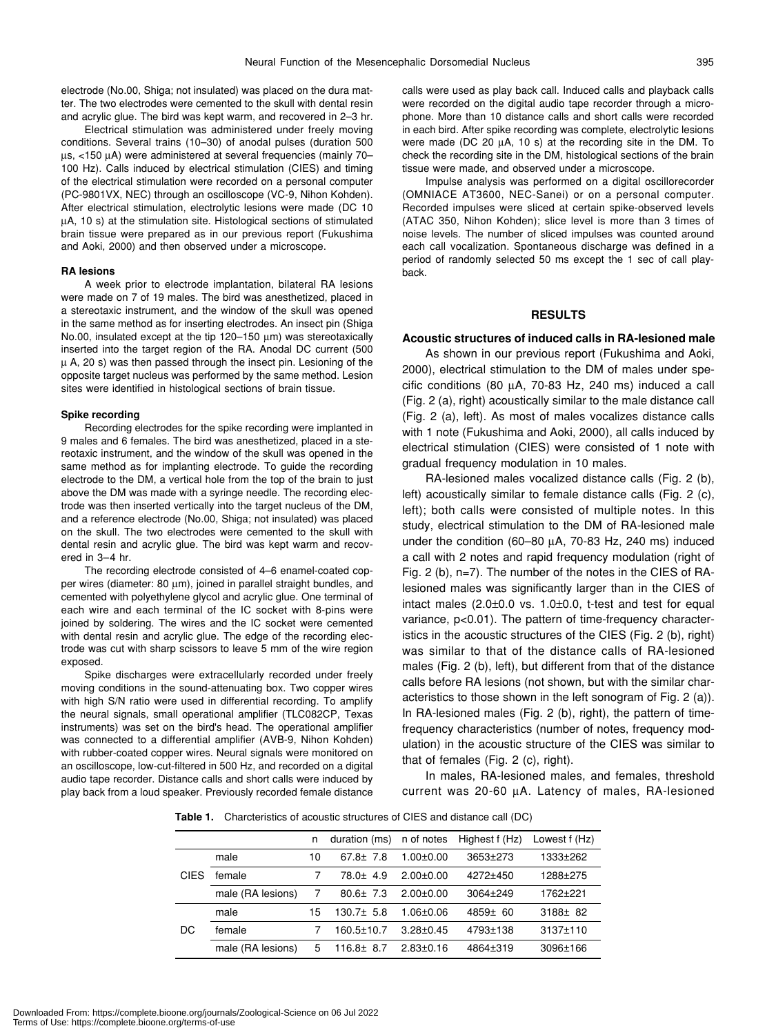electrode (No.00, Shiga; not insulated) was placed on the dura matter. The two electrodes were cemented to the skull with dental resin and acrylic glue. The bird was kept warm, and recovered in 2–3 hr.

Electrical stimulation was administered under freely moving conditions. Several trains (10–30) of anodal pulses (duration 500 μs, <150 μA) were administered at several frequencies (mainly 70–100 Hz). Calls induced by electrical stimulation (CIES) and timing of the electrical stimulation were recorded on a personal computer (PC-9801VX, NEC) through an oscilloscope (VC-9, Nihon Kohden). After electrical stimulation, electrolytic lesions were made (DC 10 μA, 10 s) at the stimulation site. Histological sections of stimulated brain tissue were prepared as in our previous report (Fukushima and Aoki, 2000) and then observed under a microscope.

#### RA lesions

A week prior to electrode implantation, bilateral RA lesions were made on 7 of 19 males. The bird was anesthetized, placed in a stereotaxic instrument, and the window of the skull was opened in the same method as for inserting electrodes. An insect pin (Shiga No.00, insulated except at the tip 120–150 μm) was stereotaxically inserted into the target region of the RA. Anodal DC current (500 μ A, 20 s) was then passed through the insect pin. Lesioning of the opposite target nucleus was performed by the same method. Lesion sites were identified in histological sections of brain tissue.

#### Spike recording

Recording electrodes for the spike recording were implanted in 9 males and 6 females. The bird was anesthetized, placed in a stereotaxic instrument, and the window of the skull was opened in the same method as for implanting electrode. To guide the recording electrode to the DM, a vertical hole from the top of the brain to just above the DM was made with a syringe needle. The recording electrode was then inserted vertically into the target nucleus of the DM, and a reference electrode (No.00, Shiga; not insulated) was placed on the skull. The two electrodes were cemented to the skull with dental resin and acrylic glue. The bird was kept warm and recovered in 3–4 hr.

The recording electrode consisted of 4–6 enamel-coated copper wires (diameter: 80 μm), joined in parallel straight bundles, and cemented with polyethylene glycol and acrylic glue. One terminal of each wire and each terminal of the IC socket with 8-pins were joined by soldering. The wires and the IC socket were cemented with dental resin and acrylic glue. The edge of the recording electrode was cut with sharp scissors to leave 5 mm of the wire region exposed.

Spike discharges were extracellularly recorded under freely moving conditions in the sound-attenuating box. Two copper wires with high S/N ratio were used in differential recording. To amplify the neural signals, small operational amplifier (TLC082CP, Texas instruments) was set on the bird's head. The operational amplifier was connected to a differential amplifier (AVB-9, Nihon Kohden) with rubber-coated copper wires. Neural signals were monitored on an oscilloscope, low-cut-filtered in 500 Hz, and recorded on a digital audio tape recorder. Distance calls and short calls were induced by play back from a loud speaker. Previously recorded female distance calls were used as play back call. Induced calls and playback calls were recorded on the digital audio tape recorder through a microphone. More than 10 distance calls and short calls were recorded in each bird. After spike recording was complete, electrolytic lesions were made (DC 20 μA, 10 s) at the recording site in the DM. To check the recording site in the DM, histological sections of the brain tissue were made, and observed under a microscope.

Impulse analysis was performed on a digital oscillorecorder (OMNIACE AT3600, NEC-Sanei) or on a personal computer. Recorded impulses were sliced at certain spike-observed levels (ATAC 350, Nihon Kohden); slice level is more than 3 times of noise levels. The number of sliced impulses was counted around each call vocalization. Spontaneous discharge was defined in a period of randomly selected 50 ms except the 1 sec of call playback.

## RESULTS

#### Acoustic structures of induced calls in RA-lesioned male

As shown in our previous report (Fukushima and Aoki, 2000), electrical stimulation to the DM of males under specific conditions (80 μA, 70-83 Hz, 240 ms) induced a call (Fig. 2 (a), right) acoustically similar to the male distance call (Fig. 2 (a), left). As most of males vocalizes distance calls with 1 note (Fukushima and Aoki, 2000), all calls induced by electrical stimulation (CIES) were consisted of 1 note with gradual frequency modulation in 10 males.

RA-lesioned males vocalized distance calls (Fig. 2 (b), left) acoustically similar to female distance calls (Fig. 2 (c), left); both calls were consisted of multiple notes. In this study, electrical stimulation to the DM of RA-lesioned male under the condition (60–80 μA, 70-83 Hz, 240 ms) induced a call with 2 notes and rapid frequency modulation (right of Fig. 2 (b), n=7). The number of the notes in the CIES of RA-lesioned males was significantly larger than in the CIES of intact males (2.0±0.0 vs. 1.0±0.0, t-test and test for equal variance, $p<0.01$). The pattern of time-frequency characteristics in the acoustic structures of the CIES (Fig. 2 (b), right) was similar to that of the distance calls of RA-lesioned males (Fig. 2 (b), left), but different from that of the distance calls before RA lesions (not shown, but with the similar characteristics to those shown in the left sonogram of Fig. 2 (a)). In RA-lesioned males (Fig. 2 (b), right), the pattern of time-frequency characteristics (number of notes, frequency modulation) in the acoustic structure of the CIES was similar to that of females (Fig. 2 (c), right).

In males, RA-lesioned males, and females, threshold current was 20-60 μA. Latency of males, RA-lesioned

**Table 1.** Charcteristics of acoustic structures of CIES and distance call (DC)

| | | n | duration (ms) | n of notes | Highest f (Hz) | Lowest f (Hz) |
|---|---|---|---|---|---|---|
| CIES | male | 10 | 67.8± 7.8 | 1.00±0.00 | 3653±273 | 1333±262 |
| | female | 7 | 78.0± 4.9 | 2.00±0.00 | 4272±450 | 1288±275 |
| | male (RA lesions) | 7 | 80.6± 7.3 | 2.00±0.00 | 3064±249 | 1762±221 |
| DC | male | 15 | 130.7± 5.8 | 1.06±0.06 | 4859± 60 | 3188± 82 |
| | female | 7 | 160.5±10.7 | 3.28±0.45 | 4793±138 | 3137±110 |
| | male (RA lesions) | 5 | 116.8± 8.7 | 2.83±0.16 | 4864±319 | 3096±166 |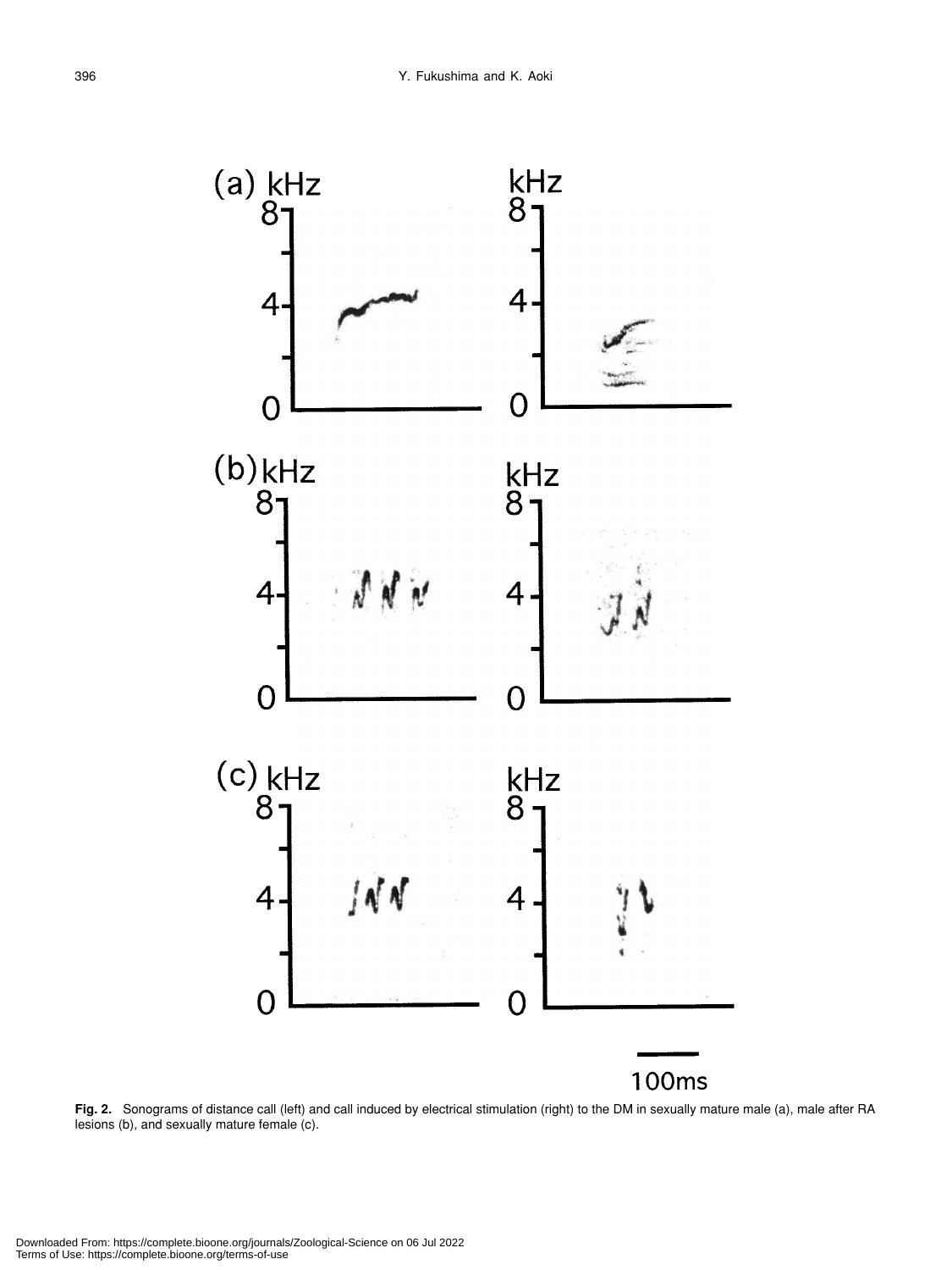**Fig. 2.** Sonograms of distance call (left) and call induced by electrical stimulation (right) to the DM in sexually mature male (a), male after RA lesions (b), and sexually mature female (c).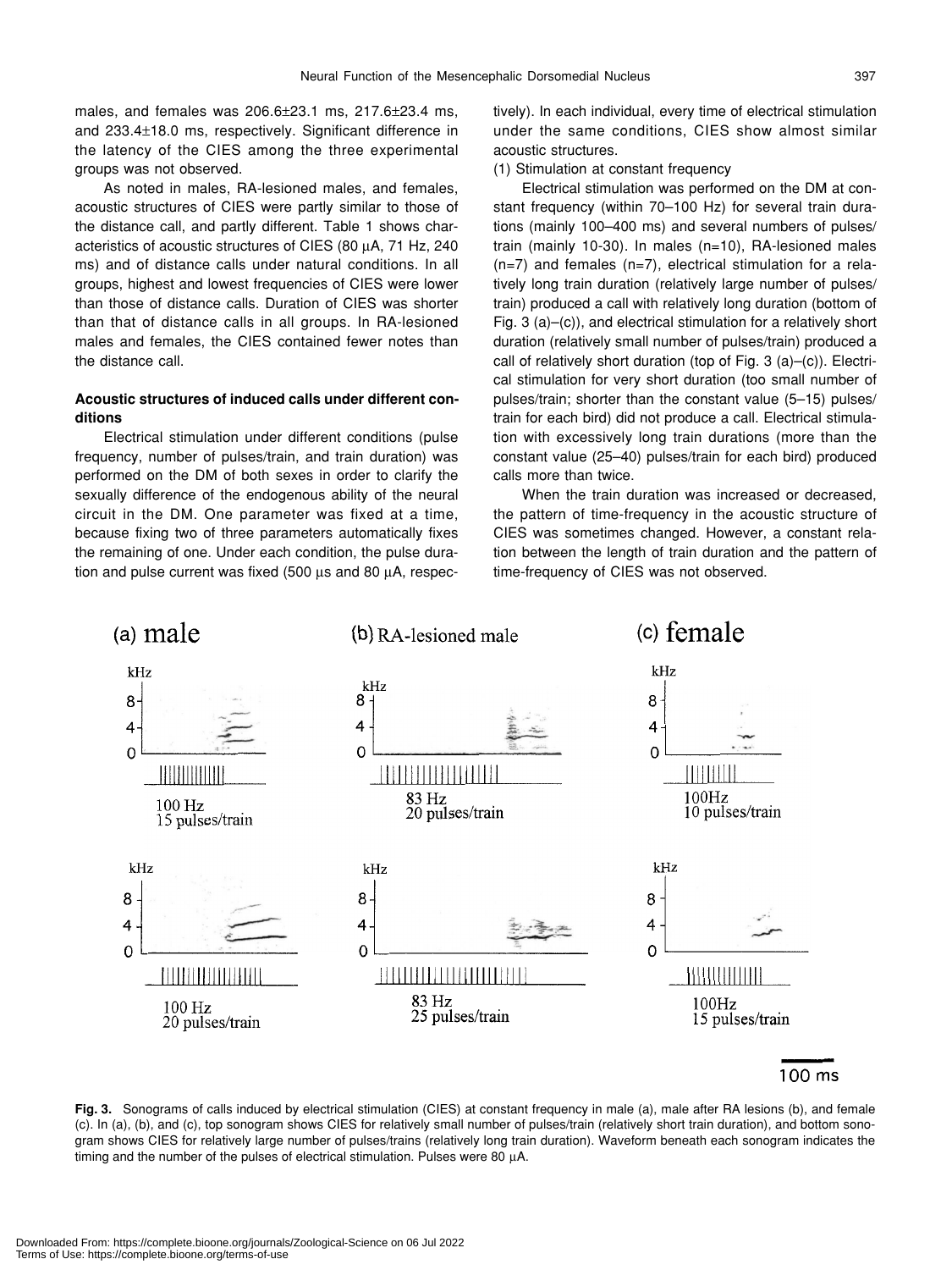males, and females was 206.6±23.1 ms, 217.6±23.4 ms, and 233.4±18.0 ms, respectively. Significant difference in the latency of the CIES among the three experimental groups was not observed.

As noted in males, RA-lesioned males, and females, acoustic structures of CIES were partly similar to those of the distance call, and partly different. Table 1 shows characteristics of acoustic structures of CIES (80 μA, 71 Hz, 240 ms) and of distance calls under natural conditions. In all groups, highest and lowest frequencies of CIES were lower than those of distance calls. Duration of CIES was shorter than that of distance calls in all groups. In RA-lesioned males and females, the CIES contained fewer notes than the distance call.

### Acoustic structures of induced calls under different conditions

Electrical stimulation under different conditions (pulse frequency, number of pulses/train, and train duration) was performed on the DM of both sexes in order to clarify the sexually difference of the endogenous ability of the neural circuit in the DM. One parameter was fixed at a time, because fixing two of three parameters automatically fixes the remaining of one. Under each condition, the pulse duration and pulse current was fixed (500 μs and 80 μA, respectively). In each individual, every time of electrical stimulation under the same conditions, CIES show almost similar acoustic structures.

(1) Stimulation at constant frequency

Electrical stimulation was performed on the DM at constant frequency (within 70–100 Hz) for several train durations (mainly 100–400 ms) and several numbers of pulses/train (mainly 10-30). In males (n=10), RA-lesioned males (n=7) and females (n=7), electrical stimulation for a relatively long train duration (relatively large number of pulses/train) produced a call with relatively long duration (bottom of Fig. 3 (a)–(c)), and electrical stimulation for a relatively short duration (relatively small number of pulses/train) produced a call of relatively short duration (top of Fig. 3 (a)–(c)). Electrical stimulation for very short duration (too small number of pulses/train; shorter than the constant value (5–15) pulses/train for each bird) did not produce a call. Electrical stimulation with excessively long train durations (more than the constant value (25–40) pulses/train for each bird) produced calls more than twice.

When the train duration was increased or decreased, the pattern of time-frequency in the acoustic structure of CIES was sometimes changed. However, a constant relation between the length of train duration and the pattern of time-frequency of CIES was not observed.

**Fig. 3.** Sonograms of calls induced by electrical stimulation (CIES) at constant frequency in male (a), male after RA lesions (b), and female (c). In (a), (b), and (c), top sonogram shows CIES for relatively small number of pulses/train (relatively short train duration), and bottom sonogram shows CIES for relatively large number of pulses/trains (relatively long train duration). Waveform beneath each sonogram indicates the timing and the number of the pulses of electrical stimulation. Pulses were 80 μA.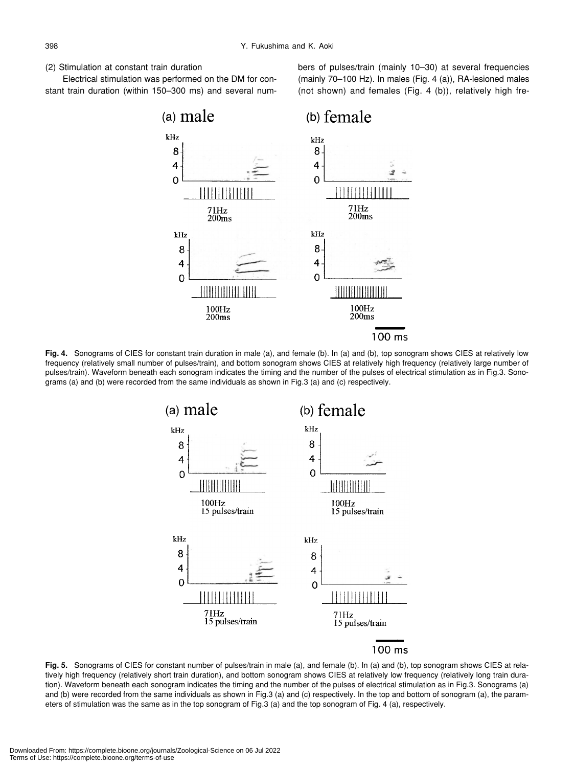(2) Stimulation at constant train duration

Electrical stimulation was performed on the DM for constant train duration (within 150–300 ms) and several numbers of pulses/train (mainly 10–30) at several frequencies (mainly 70–100 Hz). In males (Fig. 4 (a)), RA-lesioned males (not shown) and females (Fig. 4 (b)), relatively high fre-

**Fig. 4.** Sonograms of CIES for constant train duration in male (a), and female (b). In (a) and (b), top sonogram shows CIES at relatively low frequency (relatively small number of pulses/train), and bottom sonogram shows CIES at relatively high frequency (relatively large number of pulses/train). Waveform beneath each sonogram indicates the timing and the number of the pulses of electrical stimulation as in Fig.3. Sonograms (a) and (b) were recorded from the same individuals as shown in Fig.3 (a) and (c) respectively.

**Fig. 5.** Sonograms of CIES for constant number of pulses/train in male (a), and female (b). In (a) and (b), top sonogram shows CIES at relatively high frequency (relatively short train duration), and bottom sonogram shows CIES at relatively low frequency (relatively long train duration). Waveform beneath each sonogram indicates the timing and the number of the pulses of electrical stimulation as in Fig.3. Sonograms (a) and (b) were recorded from the same individuals as shown in Fig.3 (a) and (c) respectively. In the top and bottom of sonogram (a), the parameters of stimulation was the same as in the top sonogram of Fig.3 (a) and the top sonogram of Fig. 4 (a), respectively.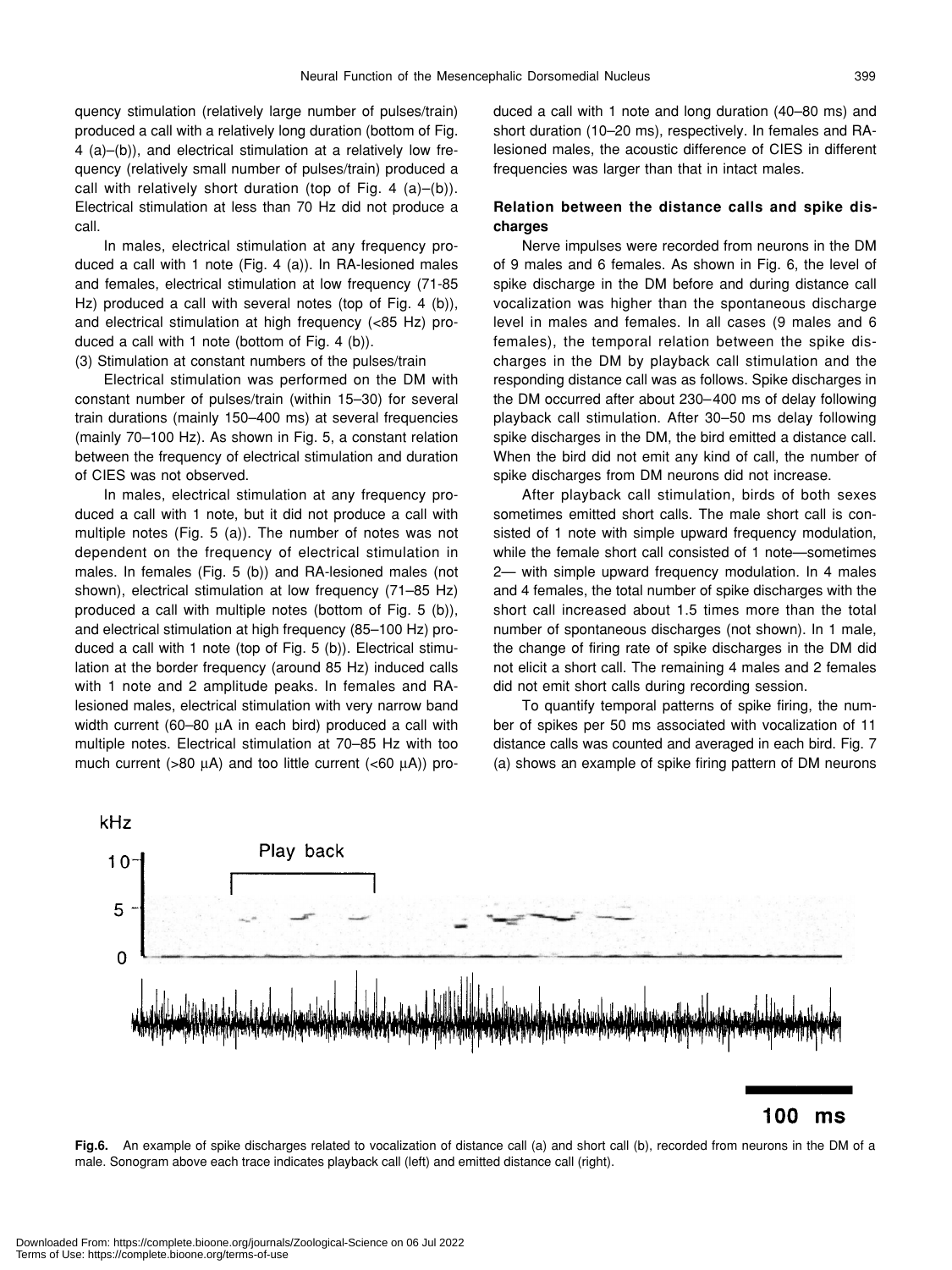quency stimulation (relatively large number of pulses/train) produced a call with a relatively long duration (bottom of Fig. 4 (a)–(b)), and electrical stimulation at a relatively low frequency (relatively small number of pulses/train) produced a call with relatively short duration (top of Fig. 4 (a)–(b)). Electrical stimulation at less than 70 Hz did not produce a call.

In males, electrical stimulation at any frequency produced a call with 1 note (Fig. 4 (a)). In RA-lesioned males and females, electrical stimulation at low frequency (71-85 Hz) produced a call with several notes (top of Fig. 4 (b)), and electrical stimulation at high frequency (<85 Hz) produced a call with 1 note (bottom of Fig. 4 (b)).

(3) Stimulation at constant numbers of the pulses/train

Electrical stimulation was performed on the DM with constant number of pulses/train (within 15–30) for several train durations (mainly 150–400 ms) at several frequencies (mainly 70–100 Hz). As shown in Fig. 5, a constant relation between the frequency of electrical stimulation and duration of CIES was not observed.

In males, electrical stimulation at any frequency produced a call with 1 note, but it did not produce a call with multiple notes (Fig. 5 (a)). The number of notes was not dependent on the frequency of electrical stimulation in males. In females (Fig. 5 (b)) and RA-lesioned males (not shown), electrical stimulation at low frequency (71–85 Hz) produced a call with multiple notes (bottom of Fig. 5 (b)), and electrical stimulation at high frequency (85–100 Hz) produced a call with 1 note (top of Fig. 5 (b)). Electrical stimulation at the border frequency (around 85 Hz) induced calls with 1 note and 2 amplitude peaks. In females and RA-lesioned males, electrical stimulation with very narrow band width current (60–80 μA in each bird) produced a call with multiple notes. Electrical stimulation at 70–85 Hz with too much current (>80 μA) and too little current (<60 μA)) produced a call with 1 note and long duration (40–80 ms) and short duration (10–20 ms), respectively. In females and RA-lesioned males, the acoustic difference of CIES in different frequencies was larger than that in intact males.

### Relation between the distance calls and spike discharges

Nerve impulses were recorded from neurons in the DM of 9 males and 6 females. As shown in Fig. 6, the level of spike discharge in the DM before and during distance call vocalization was higher than the spontaneous discharge level in males and females. In all cases (9 males and 6 females), the temporal relation between the spike discharges in the DM by playback call stimulation and the responding distance call was as follows. Spike discharges in the DM occurred after about 230–400 ms of delay following playback call stimulation. After 30–50 ms delay following spike discharges in the DM, the bird emitted a distance call. When the bird did not emit any kind of call, the number of spike discharges from DM neurons did not increase.

After playback call stimulation, birds of both sexes sometimes emitted short calls. The male short call is consisted of 1 note with simple upward frequency modulation, while the female short call consisted of 1 note—sometimes 2— with simple upward frequency modulation. In 4 males and 4 females, the total number of spike discharges with the short call increased about 1.5 times more than the total number of spontaneous discharges (not shown). In 1 male, the change of firing rate of spike discharges in the DM did not elicit a short call. The remaining 4 males and 2 females did not emit short calls during recording session.

To quantify temporal patterns of spike firing, the number of spikes per 50 ms associated with vocalization of 11 distance calls was counted and averaged in each bird. Fig. 7 (a) shows an example of spike firing pattern of DM neurons

**Fig.6.** An example of spike discharges related to vocalization of distance call (a) and short call (b), recorded from neurons in the DM of a male. Sonogram above each trace indicates playback call (left) and emitted distance call (right).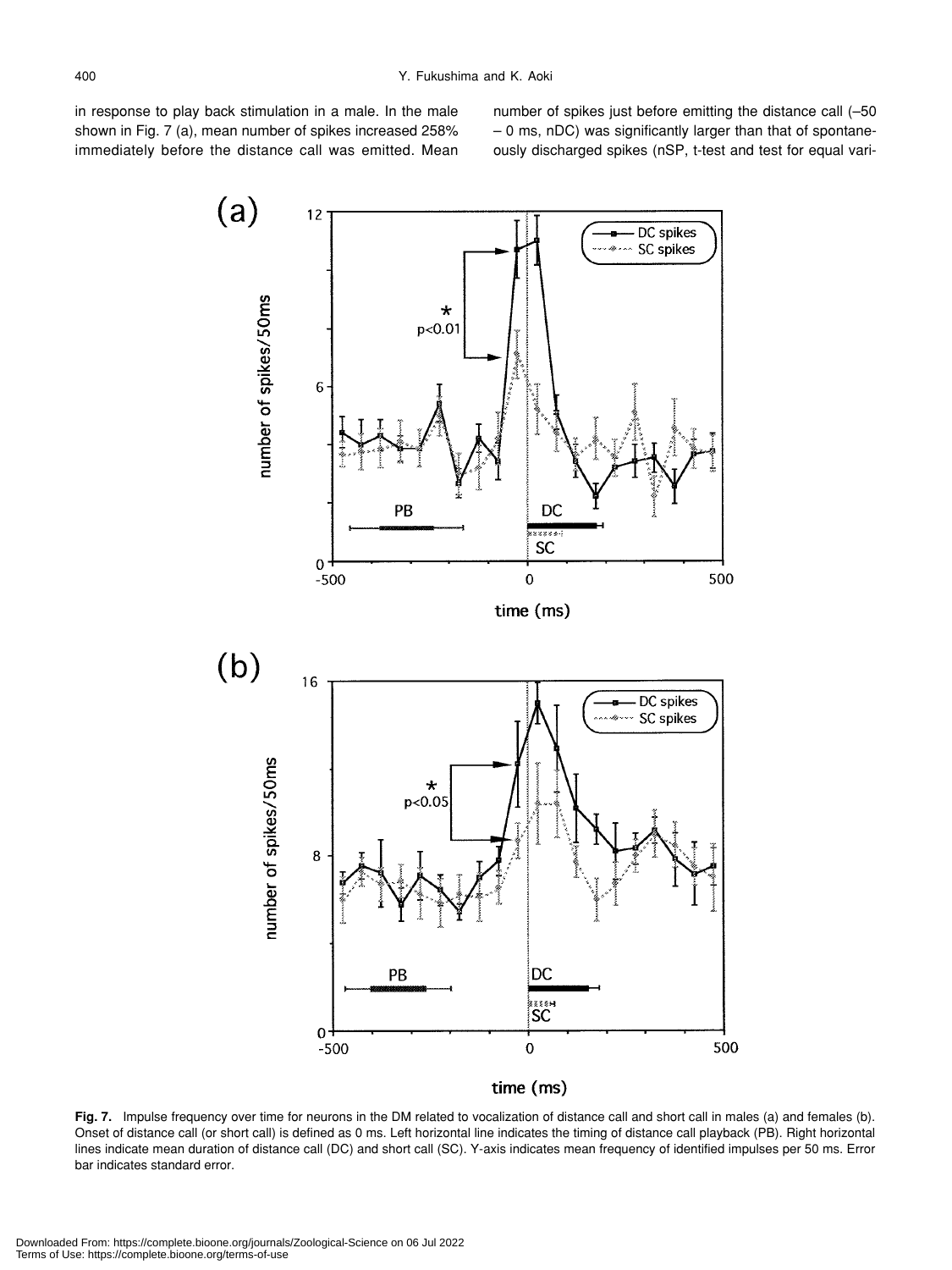in response to play back stimulation in a male. In the male shown in Fig. 7 (a), mean number of spikes increased 258% immediately before the distance call was emitted. Mean number of spikes just before emitting the distance call (–50 – 0 ms, nDC) was significantly larger than that of spontaneously discharged spikes (nSP, t-test and test for equal vari-

**Fig. 7.** Impulse frequency over time for neurons in the DM related to vocalization of distance call and short call in males (a) and females (b). Onset of distance call (or short call) is defined as 0 ms. Left horizontal line indicates the timing of distance call playback (PB). Right horizontal lines indicate mean duration of distance call (DC) and short call (SC). Y-axis indicates mean frequency of identified impulses per 50 ms. Error bar indicates standard error.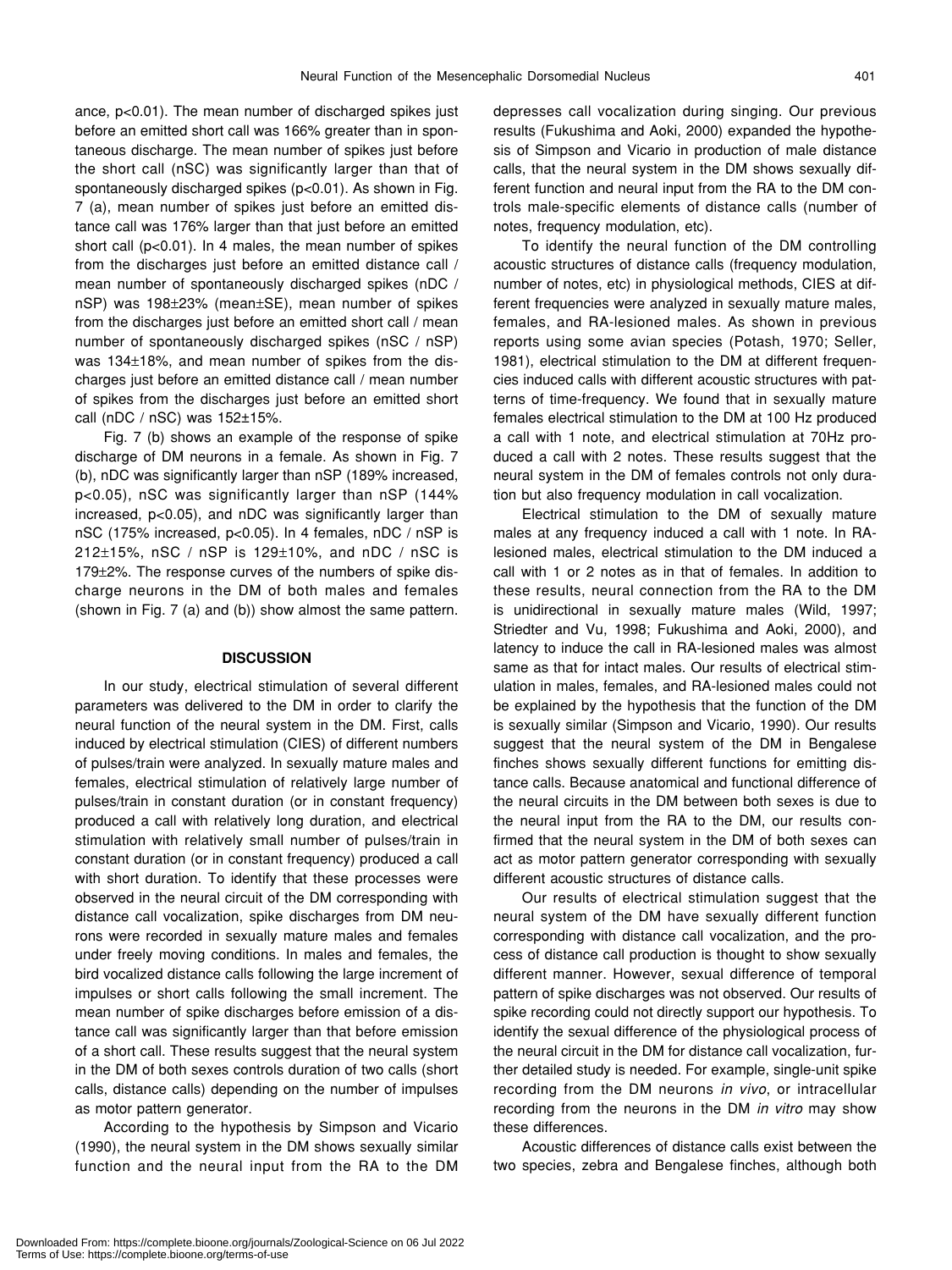ance, $p<0.01$). The mean number of discharged spikes just before an emitted short call was 166% greater than in spontaneous discharge. The mean number of spikes just before the short call (nSC) was significantly larger than that of spontaneously discharged spikes ($p<0.01$). As shown in Fig. 7 (a), mean number of spikes just before an emitted distance call was 176% larger than that just before an emitted short call ($p<0.01$). In 4 males, the mean number of spikes from the discharges just before an emitted distance call / mean number of spontaneously discharged spikes (nDC / nSP) was 198±23% (mean±SE), mean number of spikes from the discharges just before an emitted short call / mean number of spontaneously discharged spikes (nSC / nSP) was 134±18%, and mean number of spikes from the discharges just before an emitted distance call / mean number of spikes from the discharges just before an emitted short call (nDC / nSC) was 152±15%.

Fig. 7 (b) shows an example of the response of spike discharge of DM neurons in a female. As shown in Fig. 7 (b), nDC was significantly larger than nSP (189% increased, $p<0.05$), nSC was significantly larger than nSP (144% increased, $p<0.05$), and nDC was significantly larger than nSC (175% increased, $p<0.05$). In 4 females, nDC / nSP is 212±15%, nSC / nSP is 129±10%, and nDC / nSC is 179±2%. The response curves of the numbers of spike discharge neurons in the DM of both males and females (shown in Fig. 7 (a) and (b)) show almost the same pattern.

## DISCUSSION

In our study, electrical stimulation of several different parameters was delivered to the DM in order to clarify the neural function of the neural system in the DM. First, calls induced by electrical stimulation (CIES) of different numbers of pulses/train were analyzed. In sexually mature males and females, electrical stimulation of relatively large number of pulses/train in constant duration (or in constant frequency) produced a call with relatively long duration, and electrical stimulation with relatively small number of pulses/train in constant duration (or in constant frequency) produced a call with short duration. To identify that these processes were observed in the neural circuit of the DM corresponding with distance call vocalization, spike discharges from DM neurons were recorded in sexually mature males and females under freely moving conditions. In males and females, the bird vocalized distance calls following the large increment of impulses or short calls following the small increment. The mean number of spike discharges before emission of a distance call was significantly larger than that before emission of a short call. These results suggest that the neural system in the DM of both sexes controls duration of two calls (short calls, distance calls) depending on the number of impulses as motor pattern generator.

According to the hypothesis by Simpson and Vicario (1990), the neural system in the DM shows sexually similar function and the neural input from the RA to the DM depresses call vocalization during singing. Our previous results (Fukushima and Aoki, 2000) expanded the hypothesis of Simpson and Vicario in production of male distance calls, that the neural system in the DM shows sexually different function and neural input from the RA to the DM controls male-specific elements of distance calls (number of notes, frequency modulation, etc).

To identify the neural function of the DM controlling acoustic structures of distance calls (frequency modulation, number of notes, etc) in physiological methods, CIES at different frequencies were analyzed in sexually mature males, females, and RA-lesioned males. As shown in previous reports using some avian species (Potash, 1970; Seller, 1981), electrical stimulation to the DM at different frequencies induced calls with different acoustic structures with patterns of time-frequency. We found that in sexually mature females electrical stimulation to the DM at 100 Hz produced a call with 1 note, and electrical stimulation at 70Hz produced a call with 2 notes. These results suggest that the neural system in the DM of females controls not only duration but also frequency modulation in call vocalization.

Electrical stimulation to the DM of sexually mature males at any frequency induced a call with 1 note. In RA-lesioned males, electrical stimulation to the DM induced a call with 1 or 2 notes as in that of females. In addition to these results, neural connection from the RA to the DM is unidirectional in sexually mature males (Wild, 1997; Striedter and Vu, 1998; Fukushima and Aoki, 2000), and latency to induce the call in RA-lesioned males was almost same as that for intact males. Our results of electrical stimulation in males, females, and RA-lesioned males could not be explained by the hypothesis that the function of the DM is sexually similar (Simpson and Vicario, 1990). Our results suggest that the neural system of the DM in Bengalese finches shows sexually different functions for emitting distance calls. Because anatomical and functional difference of the neural circuits in the DM between both sexes is due to the neural input from the RA to the DM, our results confirmed that the neural system in the DM of both sexes can act as motor pattern generator corresponding with sexually different acoustic structures of distance calls.

Our results of electrical stimulation suggest that the neural system of the DM have sexually different function corresponding with distance call vocalization, and the process of distance call production is thought to show sexually different manner. However, sexual difference of temporal pattern of spike discharges was not observed. Our results of spike recording could not directly support our hypothesis. To identify the sexual difference of the physiological process of the neural circuit in the DM for distance call vocalization, further detailed study is needed. For example, single-unit spike recording from the DM neurons *in vivo*, or intracellular recording from the neurons in the DM *in vitro* may show these differences.

Acoustic differences of distance calls exist between the two species, zebra and Bengalese finches, although both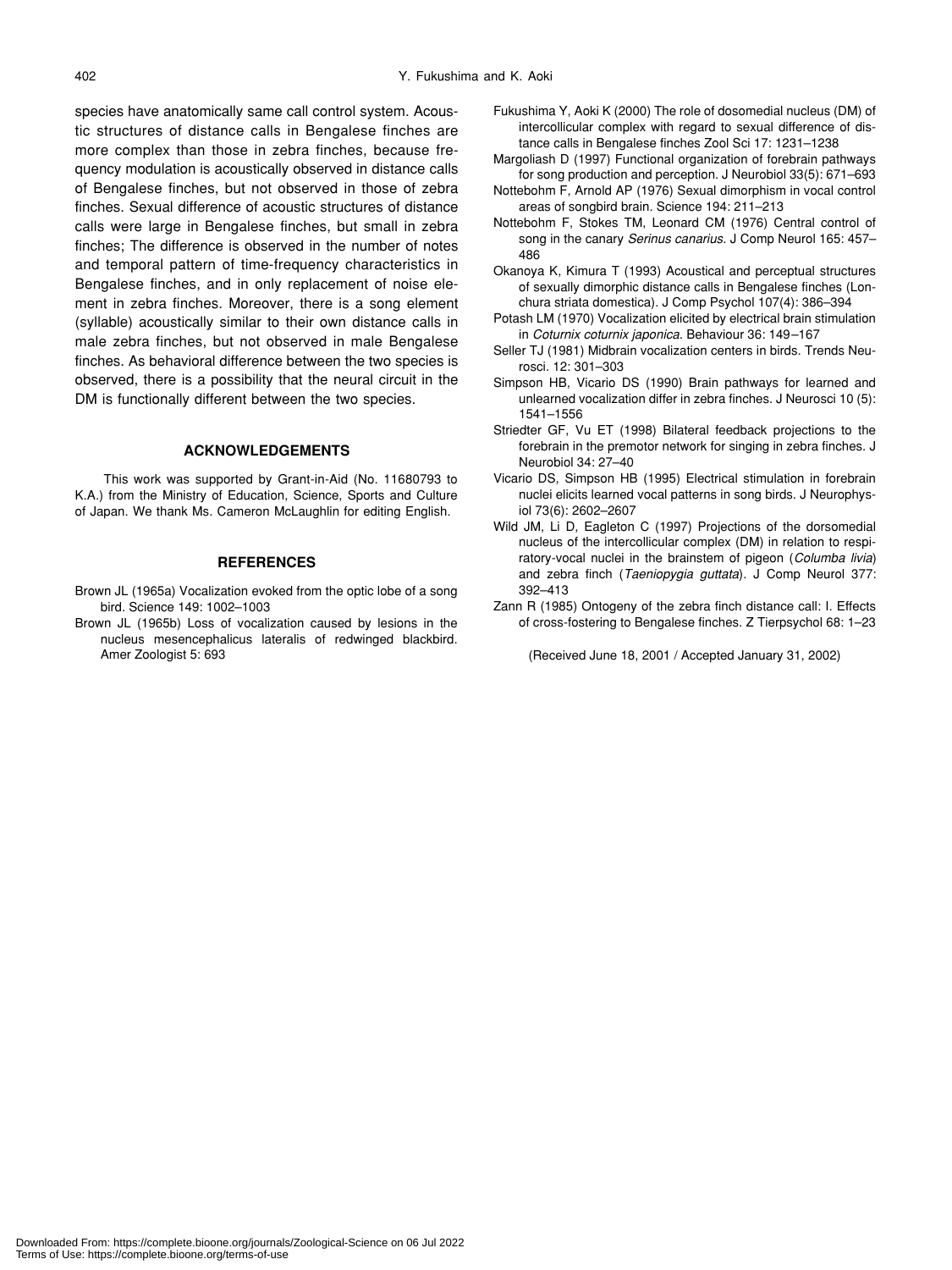species have anatomically same call control system. Acoustic structures of distance calls in Bengalese finches are more complex than those in zebra finches, because frequency modulation is acoustically observed in distance calls of Bengalese finches, but not observed in those of zebra finches. Sexual difference of acoustic structures of distance calls were large in Bengalese finches, but small in zebra finches; The difference is observed in the number of notes and temporal pattern of time-frequency characteristics in Bengalese finches, and in only replacement of noise element in zebra finches. Moreover, there is a song element (syllable) acoustically similar to their own distance calls in male zebra finches, but not observed in male Bengalese finches. As behavioral difference between the two species is observed, there is a possibility that the neural circuit in the DM is functionally different between the two species.

## ACKNOWLEDGEMENTS

This work was supported by Grant-in-Aid (No. 11680793 to K.A.) from the Ministry of Education, Science, Sports and Culture of Japan. We thank Ms. Cameron McLaughlin for editing English.

## REFERENCES

Brown JL (1965a) Vocalization evoked from the optic lobe of a song bird. Science 149: 1002–1003

Brown JL (1965b) Loss of vocalization caused by lesions in the nucleus mesencephalicus lateralis of redwinged blackbird. Amer Zoologist 5: 693

Fukushima Y, Aoki K (2000) The role of dosomedial nucleus (DM) of intercollicular complex with regard to sexual difference of distance calls in Bengalese finches Zool Sci 17: 1231–1238

Margoliash D (1997) Functional organization of forebrain pathways for song production and perception. J Neurobiol 33(5): 671–693

Nottebohm F, Arnold AP (1976) Sexual dimorphism in vocal control areas of songbird brain. Science 194: 211–213

Nottebohm F, Stokes TM, Leonard CM (1976) Central control of song in the canary *Serinus canarius*. J Comp Neurol 165: 457–486

Okanoya K, Kimura T (1993) Acoustical and perceptual structures of sexually dimorphic distance calls in Bengalese finches (Lonchura striata domestica). J Comp Psychol 107(4): 386–394

Potash LM (1970) Vocalization elicited by electrical brain stimulation in *Coturnix coturnix japonica*. Behaviour 36: 149–167

Seller TJ (1981) Midbrain vocalization centers in birds. Trends Neurosci. 12: 301–303

Simpson HB, Vicario DS (1990) Brain pathways for learned and unlearned vocalization differ in zebra finches. J Neurosci 10 (5): 1541–1556

Striedter GF, Vu ET (1998) Bilateral feedback projections to the forebrain in the premotor network for singing in zebra finches. J Neurobiol 34: 27–40

Vicario DS, Simpson HB (1995) Electrical stimulation in forebrain nuclei elicits learned vocal patterns in song birds. J Neurophysiol 73(6): 2602–2607

Wild JM, Li D, Eagleton C (1997) Projections of the dorsomedial nucleus of the intercollicular complex (DM) in relation to respiratory-vocal nuclei in the brainstem of pigeon (*Columba livia*) and zebra finch (*Taeniopygia guttata*). J Comp Neurol 377: 392–413

Zann R (1985) Ontogeny of the zebra finch distance call: I. Effects of cross-fostering to Bengalese finches. Z Tierpsychol 68: 1–23

(Received June 18, 2001 / Accepted January 31, 2002)